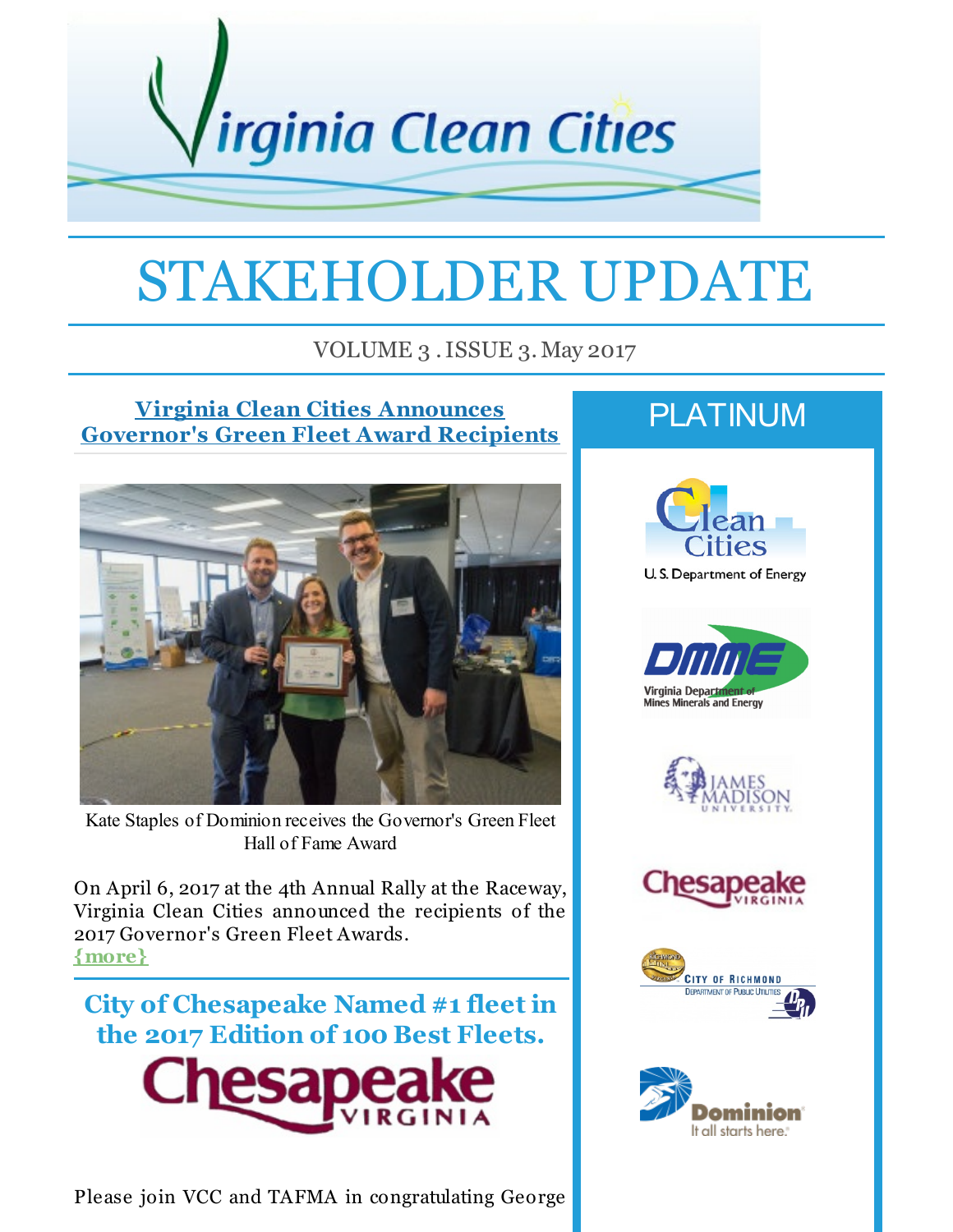# STAKEHOLDER UPDATE

VOLUME 3 . ISSUE 3. May 2017

## Virginia Clean Cities Announces Governor's Green Fleet Award Recipients

Kate Staples of Dominion receives the Governor's Green Fleet Hall of Fame Award

On April 6, 2017 at the 4th Annual Rally at the Raceway, Virginia Clean Cities announced the recipients of the 2017 Governor's Green Fleet Awards.
{more}

## City of Chesapeake Named #1 fleet in the 2017 Edition of 100 Best Fleets.

Please join VCC and TAFMA in congratulating George

## PLATINUM

Clean Cities U.S. Department of Energy

DMME Virginia Department of Mines Minerals and Energy

James Madison University

Chesapeake Virginia

City of Richmond Department of Public Utilities

Dominion It all starts here.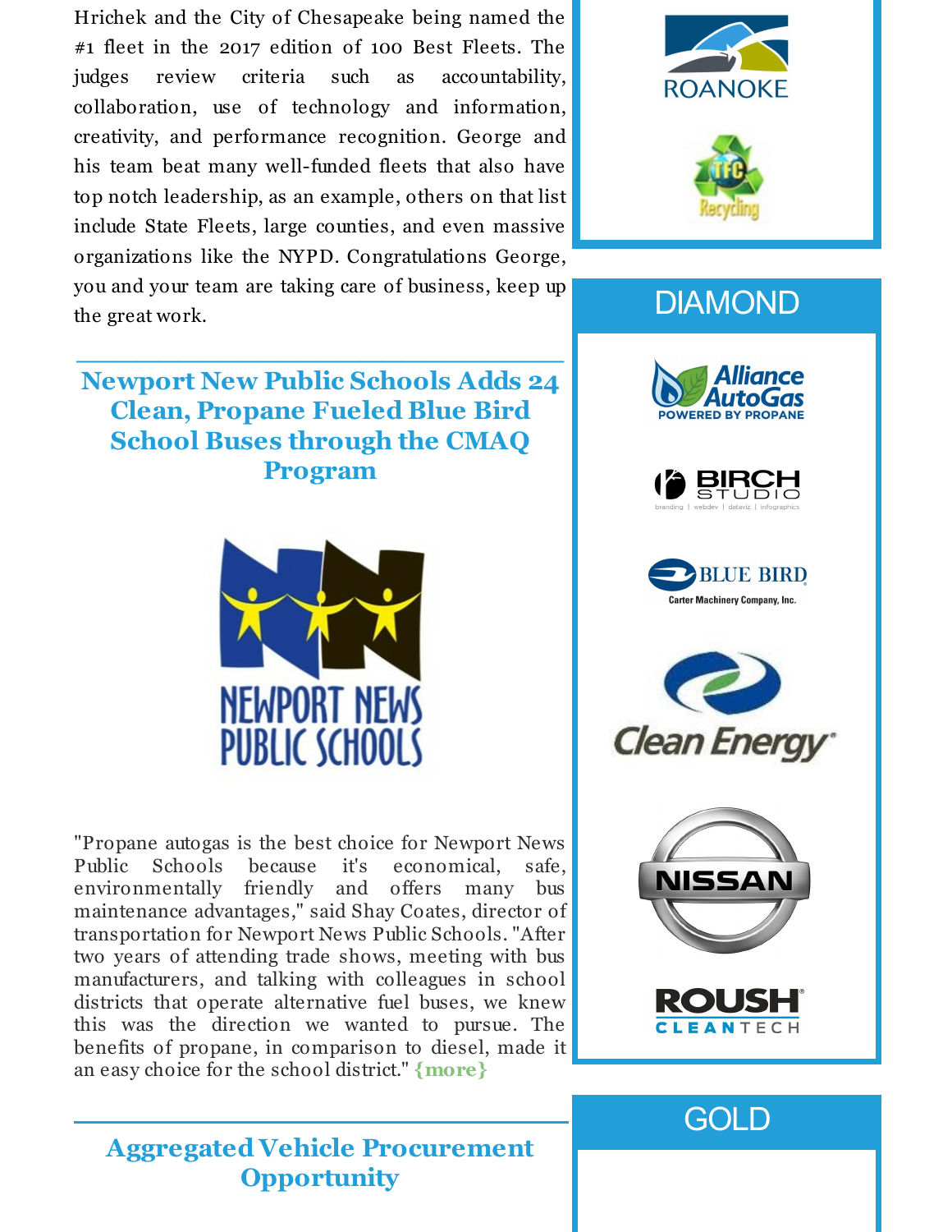Hrichek and the City of Chesapeake being named the #1 fleet in the 2017 edition of 100 Best Fleets. The judges review criteria such as accountability, collaboration, use of technology and information, creativity, and performance recognition. George and his team beat many well-funded fleets that also have top notch leadership, as an example, others on that list include State Fleets, large counties, and even massive organizations like the NYPD. Congratulations George, you and your team are taking care of business, keep up the great work.

## Newport New Public Schools Adds 24 Clean, Propane Fueled Blue Bird School Buses through the CMAQ Program

"Propane autogas is the best choice for Newport News Public Schools because it's economical, safe, environmentally friendly and offers many bus maintenance advantages," said Shay Coates, director of transportation for Newport News Public Schools. "After two years of attending trade shows, meeting with bus manufacturers, and talking with colleagues in school districts that operate alternative fuel buses, we knew this was the direction we wanted to pursue. The benefits of propane, in comparison to diesel, made it an easy choice for the school district." {more}

## Aggregated Vehicle Procurement Opportunity

ROANOKE

TFC Recycling

## DIAMOND

Alliance AutoGas POWERED BY PROPANE

BIRCH STUDIO branding | webdev | dataviz | infographics

BLUE BIRD Carter Machinery Company, Inc.

Clean Energy

NISSAN

ROUSH CLEANTECH

## GOLD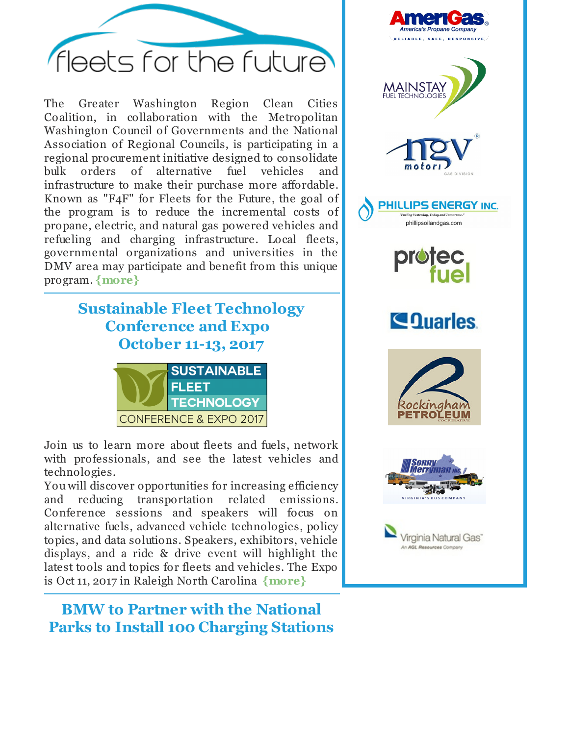# fleets for the future

The Greater Washington Region Clean Cities Coalition, in collaboration with the Metropolitan Washington Council of Governments and the National Association of Regional Councils, is participating in a regional procurement initiative designed to consolidate bulk orders of alternative fuel vehicles and infrastructure to make their purchase more affordable. Known as "F4F" for Fleets for the Future, the goal of the program is to reduce the incremental costs of propane, electric, and natural gas powered vehicles and refueling and charging infrastructure. Local fleets, governmental organizations and universities in the DMV area may participate and benefit from this unique program. {more}

## Sustainable Fleet Technology Conference and Expo October 11-13, 2017

SUSTAINABLE FLEET TECHNOLOGY CONFERENCE & EXPO 2017

Join us to learn more about fleets and fuels, network with professionals, and see the latest vehicles and technologies.

You will discover opportunities for increasing efficiency and reducing transportation related emissions. Conference sessions and speakers will focus on alternative fuels, advanced vehicle technologies, policy topics, and data solutions. Speakers, exhibitors, vehicle displays, and a ride & drive event will highlight the latest tools and topics for fleets and vehicles. The Expo is Oct 11, 2017 in Raleigh North Carolina {more}

## BMW to Partner with the National Parks to Install 100 Charging Stations

AmeriGas® America's Propane Company RELIABLE, SAFE, RESPONSIVE

MAINSTAY FUEL TECHNOLOGIES

ngv motori® GAS DIVISION

PHILLIPS ENERGY INC. "Fueling Yesterday, Today and Tomorrow." phillipsoilandgas.com

protec fuel

Quarles.

Rockingham PETROLEUM COOPERATIVE

Sonny Merryman INC. VIRGINIA'S BUS COMPANY

Virginia Natural Gas™ An AGL Resources Company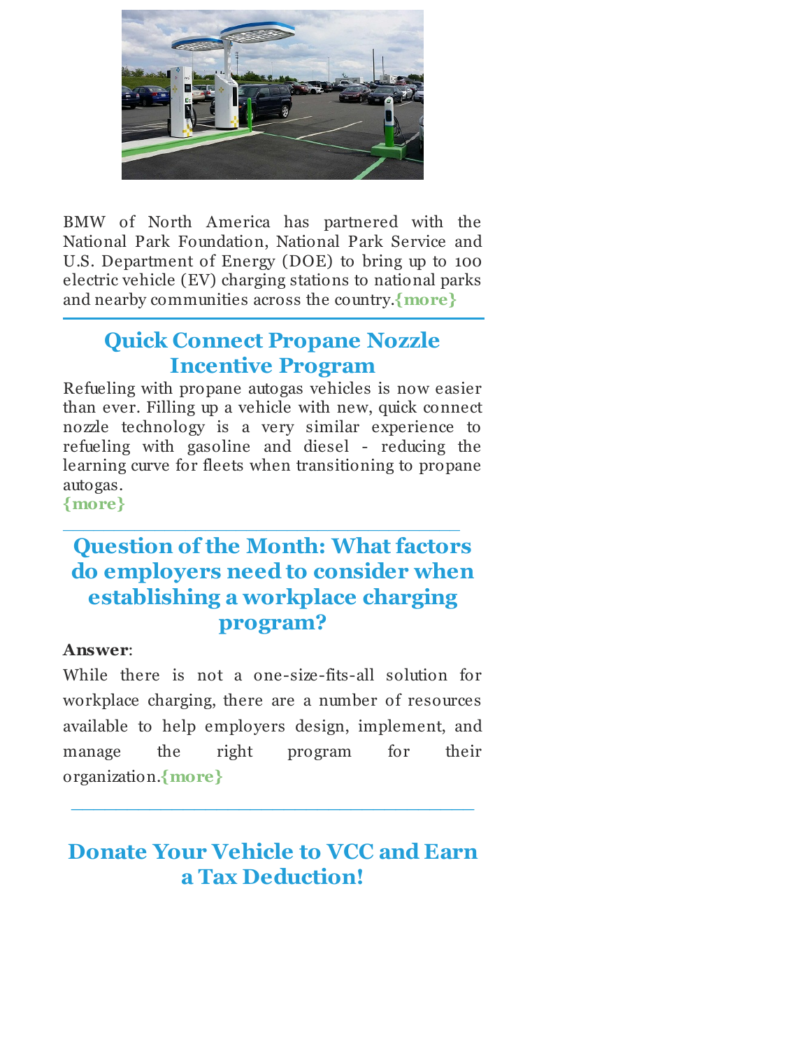BMW of North America has partnered with the National Park Foundation, National Park Service and U.S. Department of Energy (DOE) to bring up to 100 electric vehicle (EV) charging stations to national parks and nearby communities across the country.{more}

---

## Quick Connect Propane Nozzle Incentive Program

Refueling with propane autogas vehicles is now easier than ever. Filling up a vehicle with new, quick connect nozzle technology is a very similar experience to refueling with gasoline and diesel - reducing the learning curve for fleets when transitioning to propane autogas.
{more}

---

## Question of the Month: What factors do employers need to consider when establishing a workplace charging program?

**Answer**:

While there is not a one-size-fits-all solution for workplace charging, there are a number of resources available to help employers design, implement, and manage the right program for their organization.{more}

---

## Donate Your Vehicle to VCC and Earn a Tax Deduction!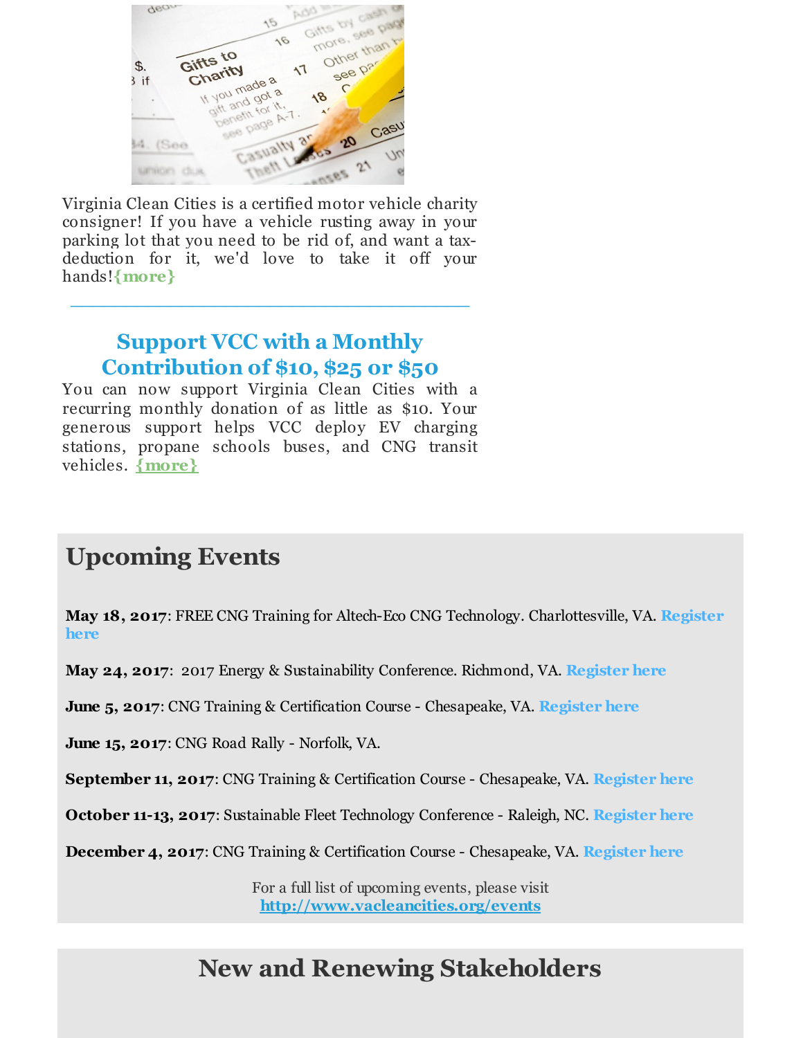Virginia Clean Cities is a certified motor vehicle charity consigner! If you have a vehicle rusting away in your parking lot that you need to be rid of, and want a tax-deduction for it, we'd love to take it off your hands!{more}

---

## Support VCC with a Monthly Contribution of $10, $25 or $50

You can now support Virginia Clean Cities with a recurring monthly donation of as little as $10. Your generous support helps VCC deploy EV charging stations, propane schools buses, and CNG transit vehicles. {more}

# Upcoming Events

**May 18, 2017**: FREE CNG Training for Altech-Eco CNG Technology. Charlottesville, VA. **Register here**

**May 24, 2017**: 2017 Energy & Sustainability Conference. Richmond, VA. **Register here**

**June 5, 2017**: CNG Training & Certification Course - Chesapeake, VA. **Register here**

**June 15, 2017**: CNG Road Rally - Norfolk, VA.

**September 11, 2017**: CNG Training & Certification Course - Chesapeake, VA. **Register here**

**October 11-13, 2017**: Sustainable Fleet Technology Conference - Raleigh, NC. **Register here**

**December 4, 2017**: CNG Training & Certification Course - Chesapeake, VA. **Register here**

For a full list of upcoming events, please visit **http://www.vacleancities.org/events**

# New and Renewing Stakeholders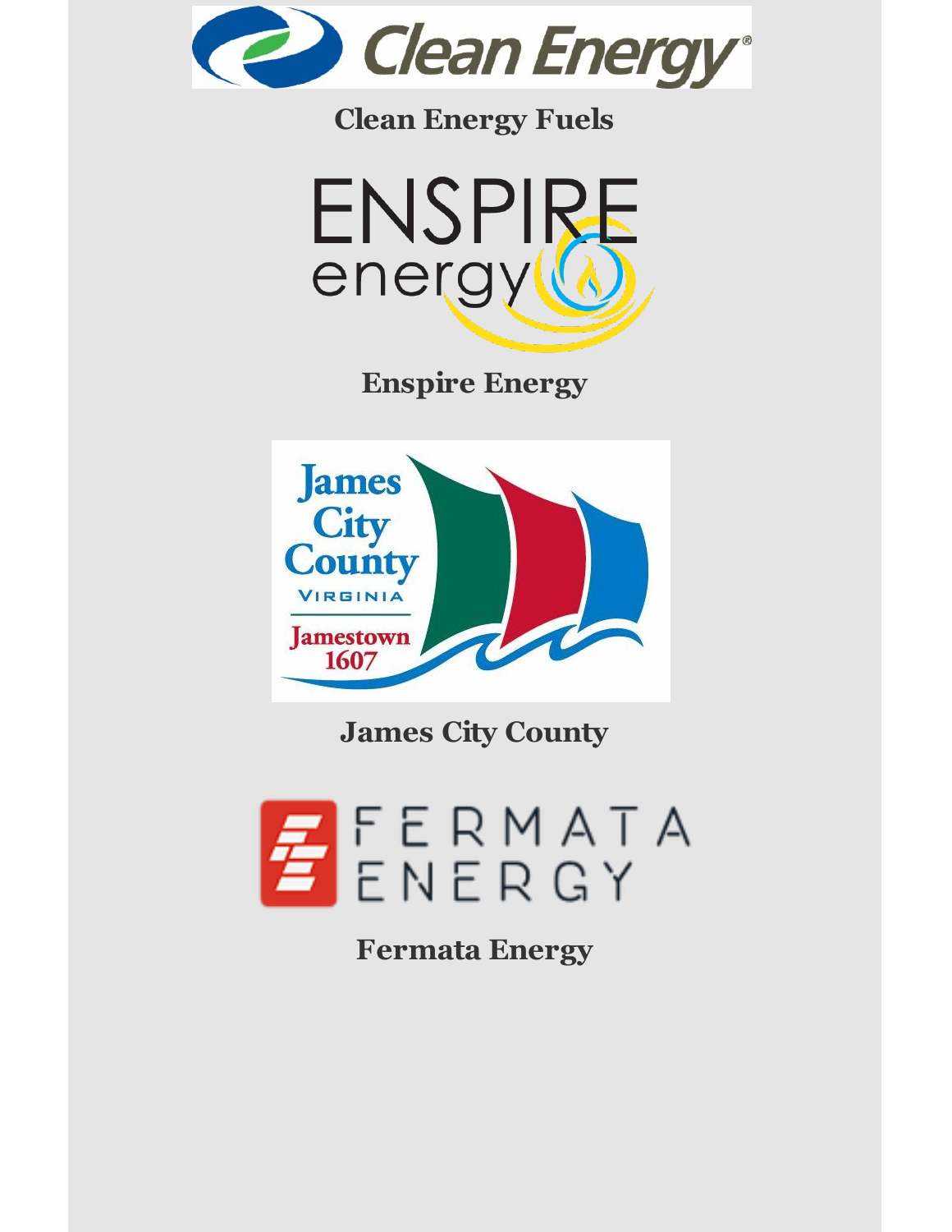**Clean Energy Fuels**

**Enspire Energy**

**James City County**

**Fermata Energy**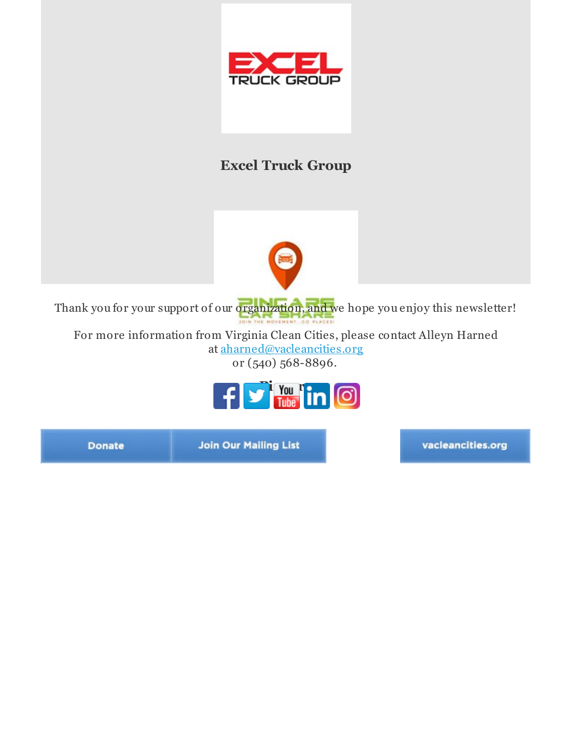**Excel Truck Group**

Thank you for your support of our organization, and we hope you enjoy this newsletter!

For more information from Virginia Clean Cities, please contact Alleyn Harned at aharned@vacleancities.org or (540) 568-8896.

Donate | Join Our Mailing List | vacleancities.org